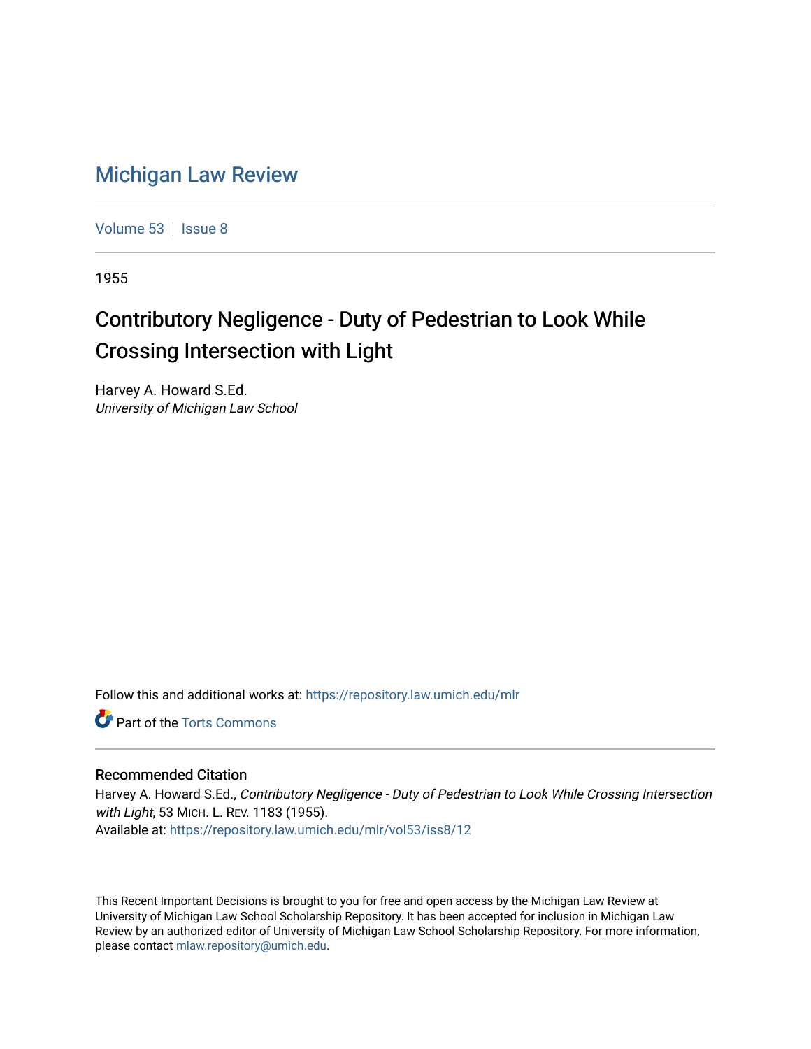# Michigan Law Review

Volume 53 | Issue 8

1955

## Contributory Negligence - Duty of Pedestrian to Look While Crossing Intersection with Light

Harvey A. Howard S.Ed.
*University of Michigan Law School*

Follow this and additional works at: https://repository.law.umich.edu/mlr

Part of the Torts Commons

### Recommended Citation

Harvey A. Howard S.Ed., *Contributory Negligence - Duty of Pedestrian to Look While Crossing Intersection with Light*, 53 MICH. L. REV. 1183 (1955).
Available at: https://repository.law.umich.edu/mlr/vol53/iss8/12

This Recent Important Decisions is brought to you for free and open access by the Michigan Law Review at University of Michigan Law School Scholarship Repository. It has been accepted for inclusion in Michigan Law Review by an authorized editor of University of Michigan Law School Scholarship Repository. For more information, please contact mlaw.repository@umich.edu.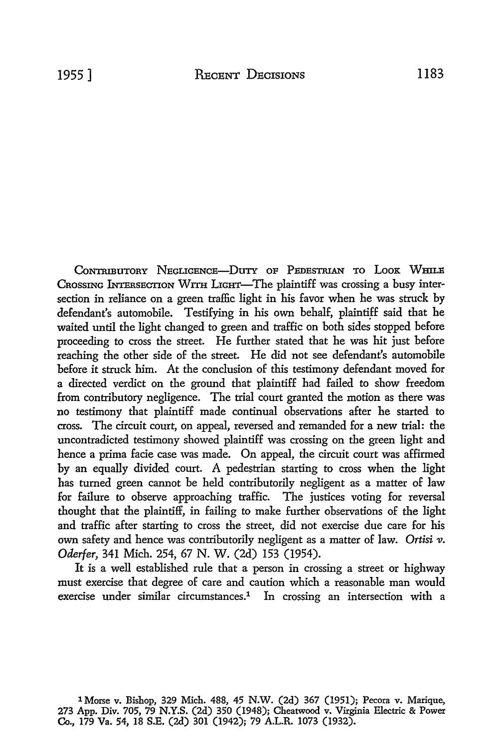CONTRIBUTORY NEGLIGENCE—DUTY OF PEDESTRIAN TO LOOK WHILE CROSSING INTERSECTION WITH LIGHT—The plaintiff was crossing a busy intersection in reliance on a green traffic light in his favor when he was struck by defendant's automobile. Testifying in his own behalf, plaintiff said that he waited until the light changed to green and traffic on both sides stopped before proceeding to cross the street. He further stated that he was hit just before reaching the other side of the street. He did not see defendant's automobile before it struck him. At the conclusion of this testimony defendant moved for a directed verdict on the ground that plaintiff had failed to show freedom from contributory negligence. The trial court granted the motion as there was no testimony that plaintiff made continual observations after he started to cross. The circuit court, on appeal, reversed and remanded for a new trial: the uncontradicted testimony showed plaintiff was crossing on the green light and hence a prima facie case was made. On appeal, the circuit court was affirmed by an equally divided court. A pedestrian starting to cross when the light has turned green cannot be held contributorily negligent as a matter of law for failure to observe approaching traffic. The justices voting for reversal thought that the plaintiff, in failing to make further observations of the light and traffic after starting to cross the street, did not exercise due care for his own safety and hence was contributorily negligent as a matter of law. *Ortisi v. Oderfer*, 341 Mich. 254, 67 N. W. (2d) 153 (1954).

It is a well established rule that a person in crossing a street or highway must exercise that degree of care and caution which a reasonable man would exercise under similar circumstances.[1] In crossing an intersection with a

---

[1] Morse v. Bishop, 329 Mich. 488, 45 N.W. (2d) 367 (1951); Pecora v. Marique, 273 App. Div. 705, 79 N.Y.S. (2d) 350 (1948); Cheatwood v. Virginia Electric & Power Co., 179 Va. 54, 18 S.E. (2d) 301 (1942); 79 A.L.R. 1073 (1932).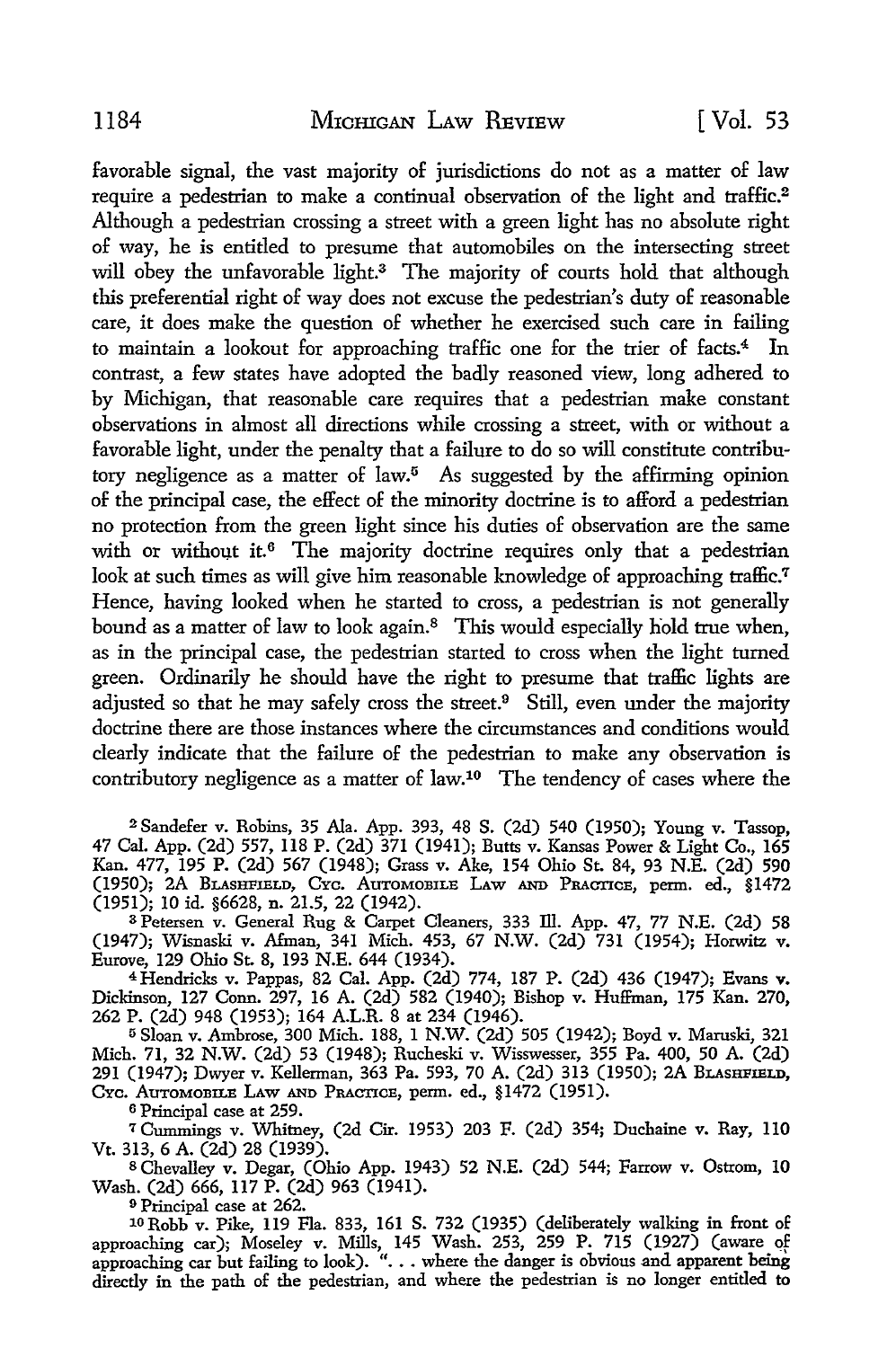favorable signal, the vast majority of jurisdictions do not as a matter of law require a pedestrian to make a continual observation of the light and traffic.[2] Although a pedestrian crossing a street with a green light has no absolute right of way, he is entitled to presume that automobiles on the intersecting street will obey the unfavorable light.[3] The majority of courts hold that although this preferential right of way does not excuse the pedestrian's duty of reasonable care, it does make the question of whether he exercised such care in failing to maintain a lookout for approaching traffic one for the trier of facts.[4] In contrast, a few states have adopted the badly reasoned view, long adhered to by Michigan, that reasonable care requires that a pedestrian make constant observations in almost all directions while crossing a street, with or without a favorable light, under the penalty that a failure to do so will constitute contributory negligence as a matter of law.[5] As suggested by the affirming opinion of the principal case, the effect of the minority doctrine is to afford a pedestrian no protection from the green light since his duties of observation are the same with or without it.[6] The majority doctrine requires only that a pedestrian look at such times as will give him reasonable knowledge of approaching traffic.[7] Hence, having looked when he started to cross, a pedestrian is not generally bound as a matter of law to look again.[8] This would especially hold true when, as in the principal case, the pedestrian started to cross when the light turned green. Ordinarily he should have the right to presume that traffic lights are adjusted so that he may safely cross the street.[9] Still, even under the majority doctrine there are those instances where the circumstances and conditions would clearly indicate that the failure of the pedestrian to make any observation is contributory negligence as a matter of law.[10] The tendency of cases where the

[2] Sandefer v. Robins, 35 Ala. App. 393, 48 S. (2d) 540 (1950); Young v. Tassop, 47 Cal. App. (2d) 557, 118 P. (2d) 371 (1941); Butts v. Kansas Power & Light Co., 165 Kan. 477, 195 P. (2d) 567 (1948); Grass v. Ake, 154 Ohio St. 84, 93 N.E. (2d) 590 (1950); 2A BLASHFIELD, CYC. AUTOMOBILE LAW AND PRACTICE, perm. ed., §1472 (1951); 10 id. §6628, n. 21.5, 22 (1942).

[3] Petersen v. General Rug & Carpet Cleaners, 333 Ill. App. 47, 77 N.E. (2d) 58 (1947); Wisnaski v. Afman, 341 Mich. 453, 67 N.W. (2d) 731 (1954); Horwitz v. Eurove, 129 Ohio St. 8, 193 N.E. 644 (1934).

[4] Hendricks v. Pappas, 82 Cal. App. (2d) 774, 187 P. (2d) 436 (1947); Evans v. Dickinson, 127 Conn. 297, 16 A. (2d) 582 (1940); Bishop v. Huffman, 175 Kan. 270, 262 P. (2d) 948 (1953); 164 A.L.R. 8 at 234 (1946).

[5] Sloan v. Ambrose, 300 Mich. 188, 1 N.W. (2d) 505 (1942); Boyd v. Maruski, 321 Mich. 71, 32 N.W. (2d) 53 (1948); Rucheski v. Wisswesser, 355 Pa. 400, 50 A. (2d) 291 (1947); Dwyer v. Kellerman, 363 Pa. 593, 70 A. (2d) 313 (1950); 2A BLASHFIELD, CYC. AUTOMOBILE LAW AND PRACTICE, perm. ed., §1472 (1951).

[6] Principal case at 259.

[7] Cummings v. Whitney, (2d Cir. 1953) 203 F. (2d) 354; Duchaine v. Ray, 110 Vt. 313, 6 A. (2d) 28 (1939).

[8] Chevalley v. Degar, (Ohio App. 1943) 52 N.E. (2d) 544; Farrow v. Ostrom, 10 Wash. (2d) 666, 117 P. (2d) 963 (1941).

[9] Principal case at 262.

[10] Robb v. Pike, 119 Fla. 833, 161 S. 732 (1935) (deliberately walking in front of approaching car); Moseley v. Mills, 145 Wash. 253, 259 P. 715 (1927) (aware of approaching car but failing to look). ". . . where the danger is obvious and apparent being directly in the path of the pedestrian, and where the pedestrian is no longer entitled to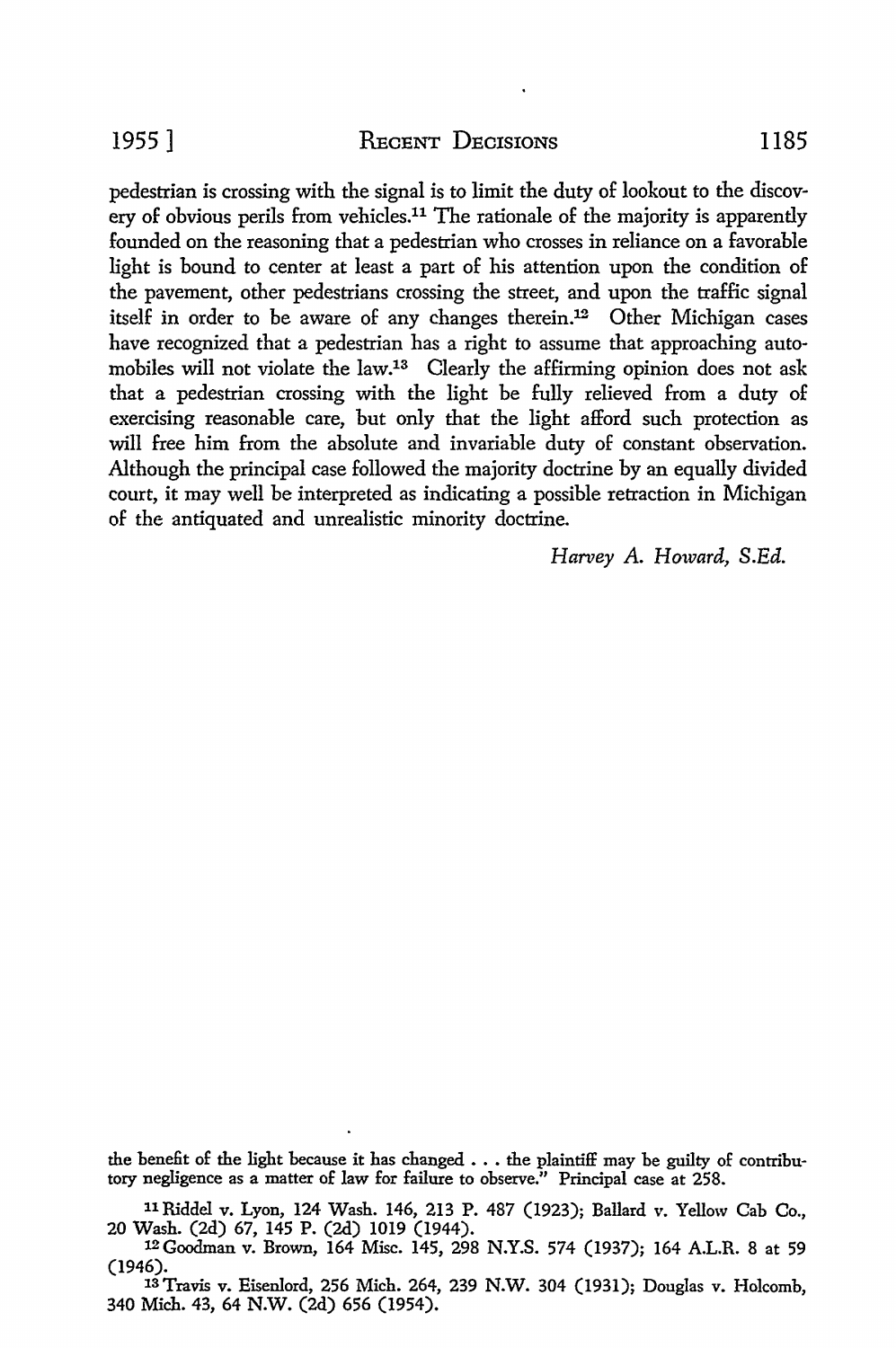pedestrian is crossing with the signal is to limit the duty of lookout to the discovery of obvious perils from vehicles.[11] The rationale of the majority is apparently founded on the reasoning that a pedestrian who crosses in reliance on a favorable light is bound to center at least a part of his attention upon the condition of the pavement, other pedestrians crossing the street, and upon the traffic signal itself in order to be aware of any changes therein.[12] Other Michigan cases have recognized that a pedestrian has a right to assume that approaching automobiles will not violate the law.[13] Clearly the affirming opinion does not ask that a pedestrian crossing with the light be fully relieved from a duty of exercising reasonable care, but only that the light afford such protection as will free him from the absolute and invariable duty of constant observation. Although the principal case followed the majority doctrine by an equally divided court, it may well be interpreted as indicating a possible retraction in Michigan of the antiquated and unrealistic minority doctrine.

*Harvey A. Howard, S.Ed.*

---

the benefit of the light because it has changed . . . the plaintiff may be guilty of contributory negligence as a matter of law for failure to observe." Principal case at 258.

[11] Riddel v. Lyon, 124 Wash. 146, 213 P. 487 (1923); Ballard v. Yellow Cab Co., 20 Wash. (2d) 67, 145 P. (2d) 1019 (1944).

[12] Goodman v. Brown, 164 Misc. 145, 298 N.Y.S. 574 (1937); 164 A.L.R. 8 at 59 (1946).

[13] Travis v. Eisenlord, 256 Mich. 264, 239 N.W. 304 (1931); Douglas v. Holcomb, 340 Mich. 43, 64 N.W. (2d) 656 (1954).